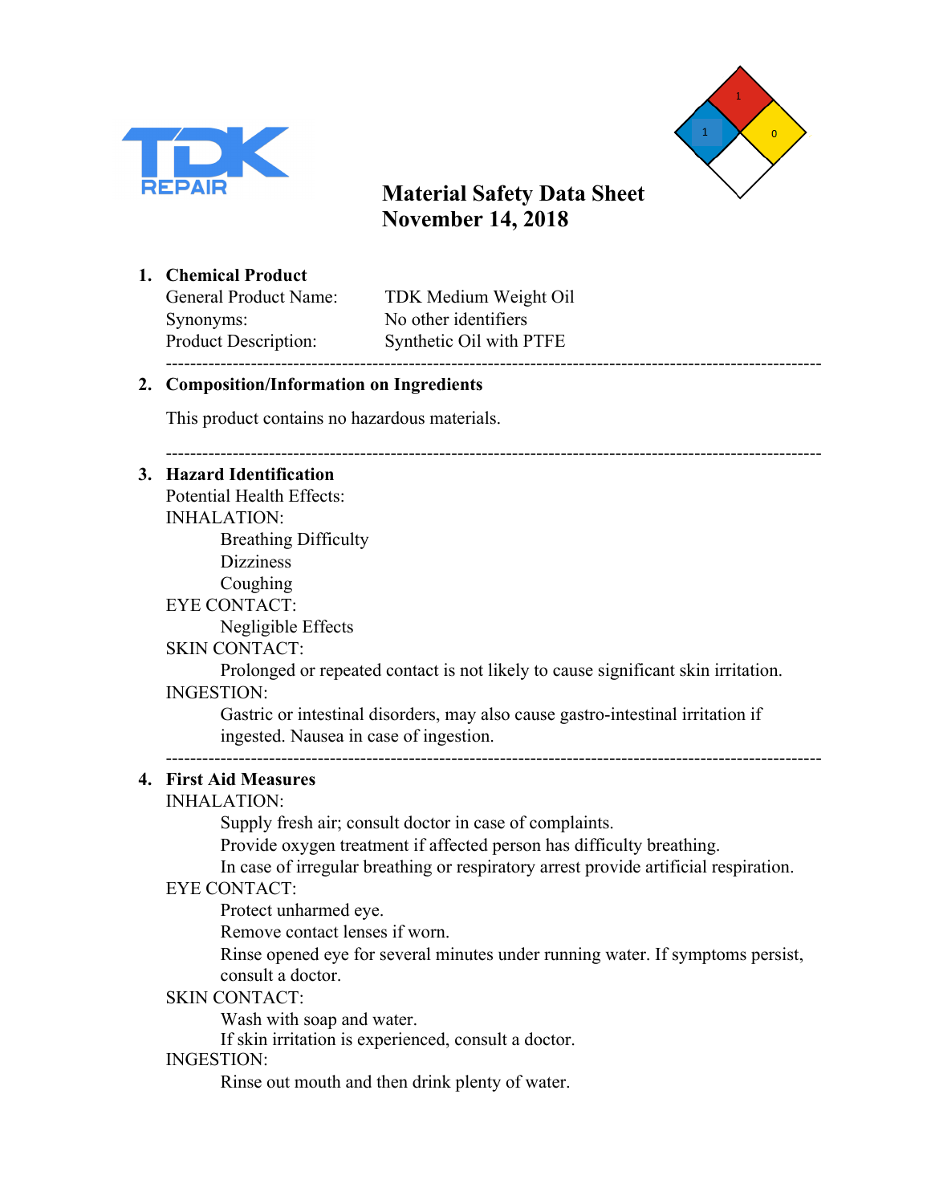TDK REPAIR

# Material Safety Data Sheet
# November 14, 2018

## 1. Chemical Product

| | |
|---|---|
| General Product Name: | TDK Medium Weight Oil |
| Synonyms: | No other identifiers |
| Product Description: | Synthetic Oil with PTFE |

---

## 2. Composition/Information on Ingredients

This product contains no hazardous materials.

---

## 3. Hazard Identification

Potential Health Effects:

INHALATION:

- Breathing Difficulty
- Dizziness
- Coughing

EYE CONTACT:

- Negligible Effects

SKIN CONTACT:

- Prolonged or repeated contact is not likely to cause significant skin irritation.

INGESTION:

- Gastric or intestinal disorders, may also cause gastro-intestinal irritation if ingested. Nausea in case of ingestion.

---

## 4. First Aid Measures

INHALATION:

- Supply fresh air; consult doctor in case of complaints.
- Provide oxygen treatment if affected person has difficulty breathing.
- In case of irregular breathing or respiratory arrest provide artificial respiration.

EYE CONTACT:

- Protect unharmed eye.
- Remove contact lenses if worn.
- Rinse opened eye for several minutes under running water. If symptoms persist, consult a doctor.

SKIN CONTACT:

- Wash with soap and water.
- If skin irritation is experienced, consult a doctor.

INGESTION:

- Rinse out mouth and then drink plenty of water.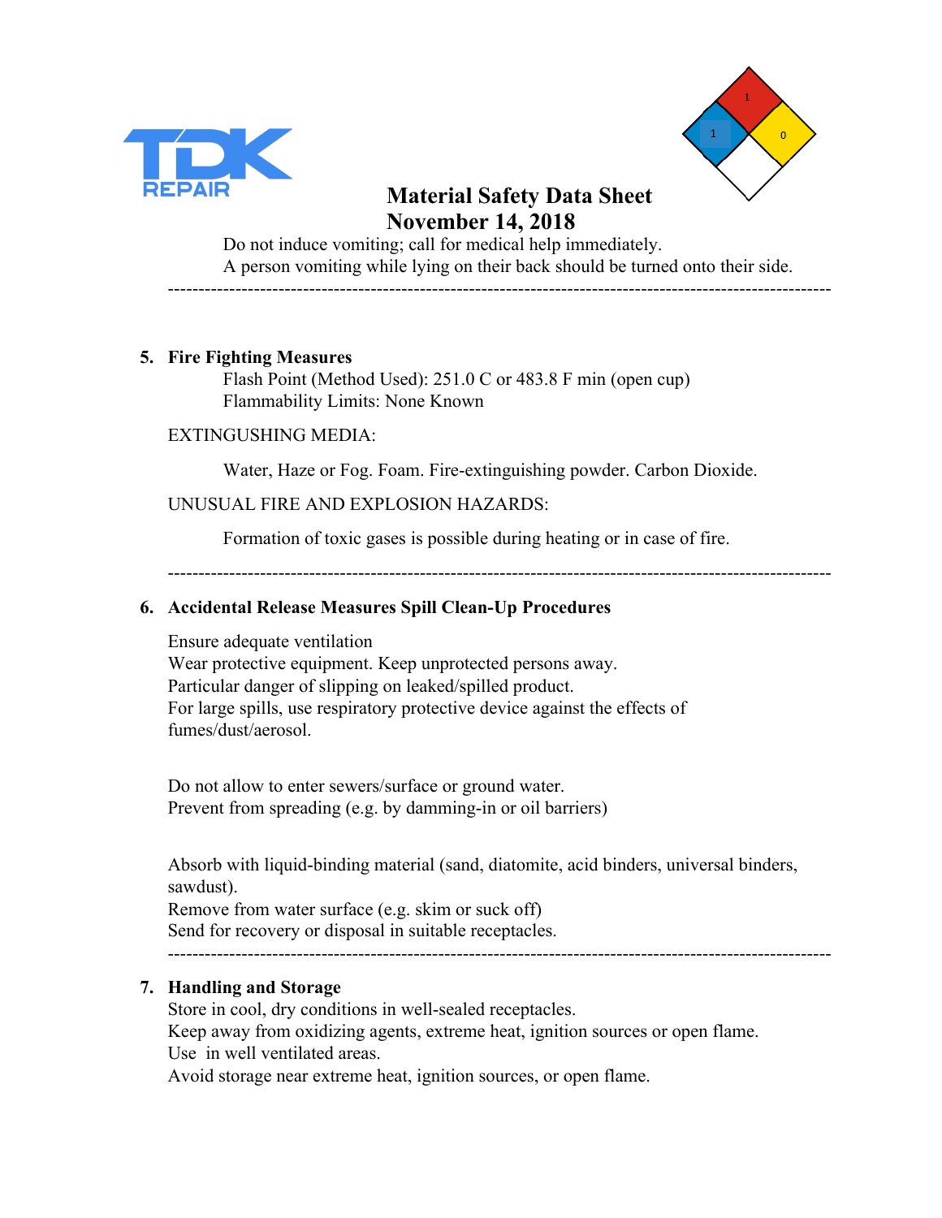Do not induce vomiting; call for medical help immediately.
A person vomiting while lying on their back should be turned onto their side.

---

## 5. Fire Fighting Measures

Flash Point (Method Used): 251.0 C or 483.8 F min (open cup)
Flammability Limits: None Known

EXTINGUSHING MEDIA:

Water, Haze or Fog. Foam. Fire-extinguishing powder. Carbon Dioxide.

UNUSUAL FIRE AND EXPLOSION HAZARDS:

Formation of toxic gases is possible during heating or in case of fire.

---

## 6. Accidental Release Measures Spill Clean-Up Procedures

Ensure adequate ventilation
Wear protective equipment. Keep unprotected persons away.
Particular danger of slipping on leaked/spilled product.
For large spills, use respiratory protective device against the effects of fumes/dust/aerosol.

Do not allow to enter sewers/surface or ground water.
Prevent from spreading (e.g. by damming-in or oil barriers)

Absorb with liquid-binding material (sand, diatomite, acid binders, universal binders, sawdust).
Remove from water surface (e.g. skim or suck off)
Send for recovery or disposal in suitable receptacles.

---

## 7. Handling and Storage

Store in cool, dry conditions in well-sealed receptacles.
Keep away from oxidizing agents, extreme heat, ignition sources or open flame.
Use in well ventilated areas.
Avoid storage near extreme heat, ignition sources, or open flame.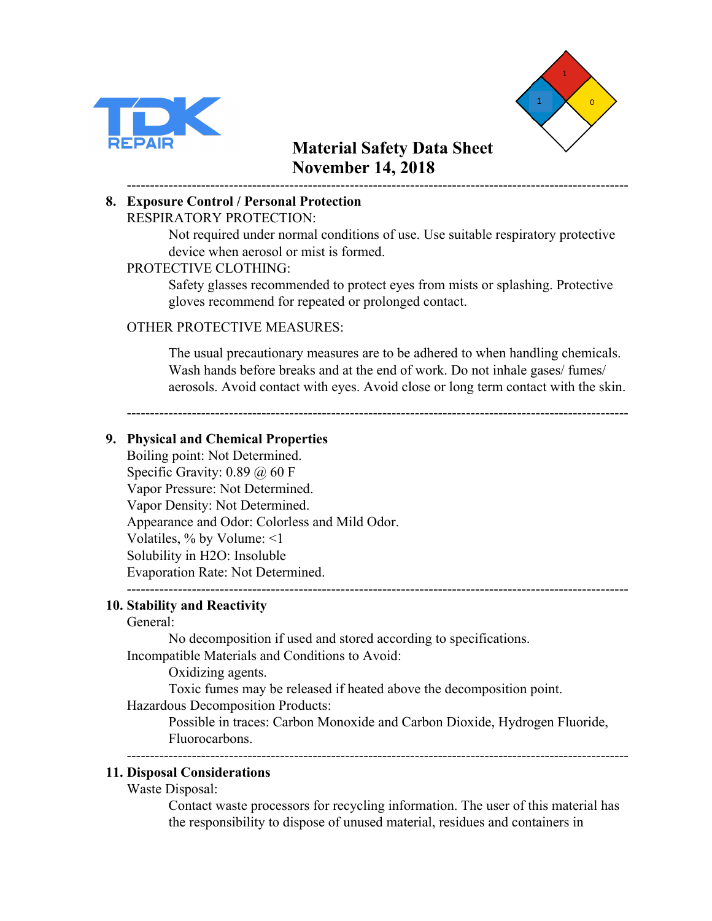**Material Safety Data Sheet**
**November 14, 2018**

---

## 8. Exposure Control / Personal Protection

RESPIRATORY PROTECTION:

Not required under normal conditions of use. Use suitable respiratory protective device when aerosol or mist is formed.

PROTECTIVE CLOTHING:

Safety glasses recommended to protect eyes from mists or splashing. Protective gloves recommend for repeated or prolonged contact.

OTHER PROTECTIVE MEASURES:

The usual precautionary measures are to be adhered to when handling chemicals. Wash hands before breaks and at the end of work. Do not inhale gases/ fumes/ aerosols. Avoid contact with eyes. Avoid close or long term contact with the skin.

---

## 9. Physical and Chemical Properties

Boiling point: Not Determined.
Specific Gravity: 0.89 @ 60 F
Vapor Pressure: Not Determined.
Vapor Density: Not Determined.
Appearance and Odor: Colorless and Mild Odor.
Volatiles, % by Volume: <1
Solubility in $H_2O$: Insoluble
Evaporation Rate: Not Determined.

---

## 10. Stability and Reactivity

General:

No decomposition if used and stored according to specifications.

Incompatible Materials and Conditions to Avoid:

Oxidizing agents.
Toxic fumes may be released if heated above the decomposition point.

Hazardous Decomposition Products:

Possible in traces: Carbon Monoxide and Carbon Dioxide, Hydrogen Fluoride, Fluorocarbons.

---

## 11. Disposal Considerations

Waste Disposal:

Contact waste processors for recycling information. The user of this material has the responsibility to dispose of unused material, residues and containers in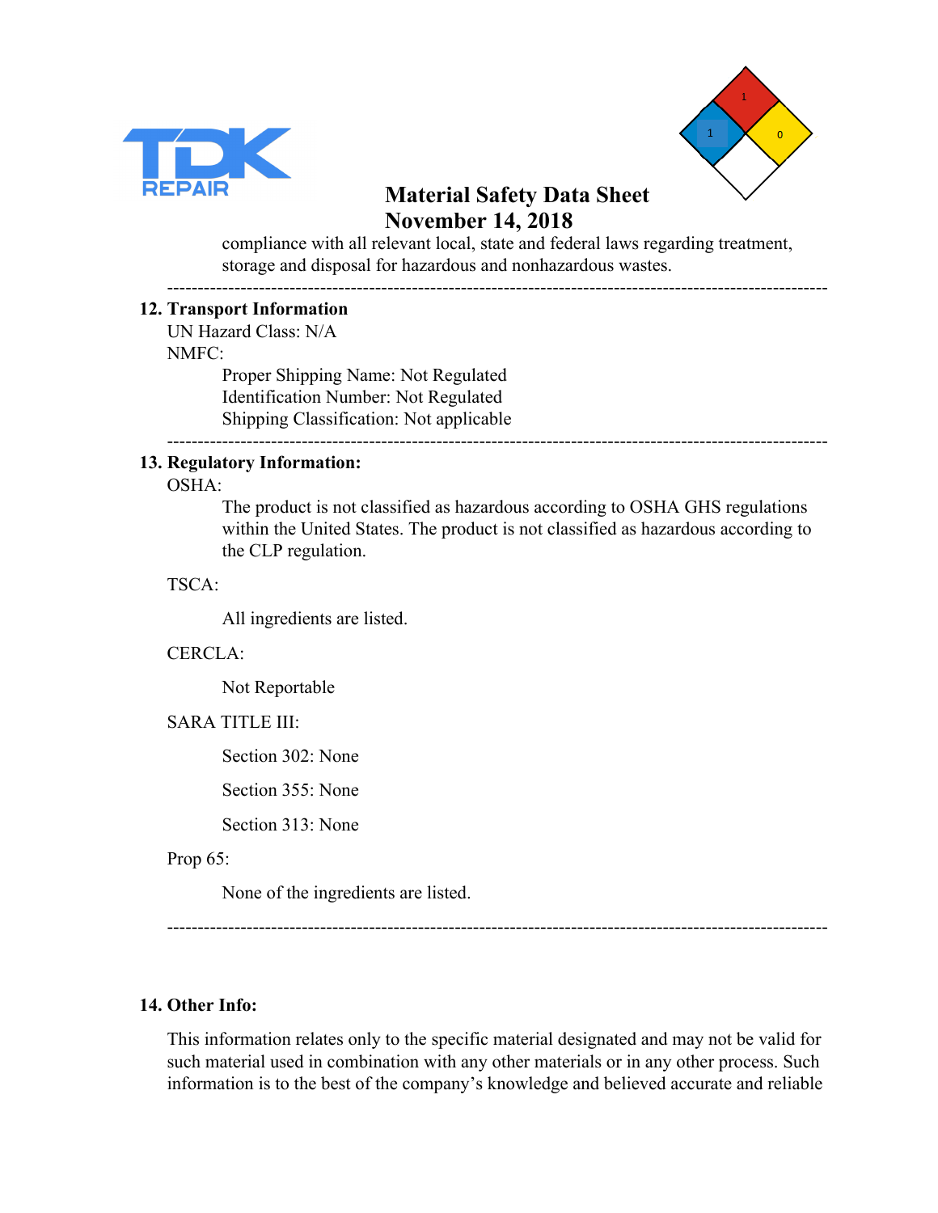compliance with all relevant local, state and federal laws regarding treatment, storage and disposal for hazardous and nonhazardous wastes.

---

## 12. Transport Information

UN Hazard Class: N/A

NMFC:

Proper Shipping Name: Not Regulated
Identification Number: Not Regulated
Shipping Classification: Not applicable

---

## 13. Regulatory Information:

OSHA:

The product is not classified as hazardous according to OSHA GHS regulations within the United States. The product is not classified as hazardous according to the CLP regulation.

TSCA:

All ingredients are listed.

CERCLA:

Not Reportable

SARA TITLE III:

Section 302: None

Section 355: None

Section 313: None

Prop 65:

None of the ingredients are listed.

---

## 14. Other Info:

This information relates only to the specific material designated and may not be valid for such material used in combination with any other materials or in any other process. Such information is to the best of the company's knowledge and believed accurate and reliable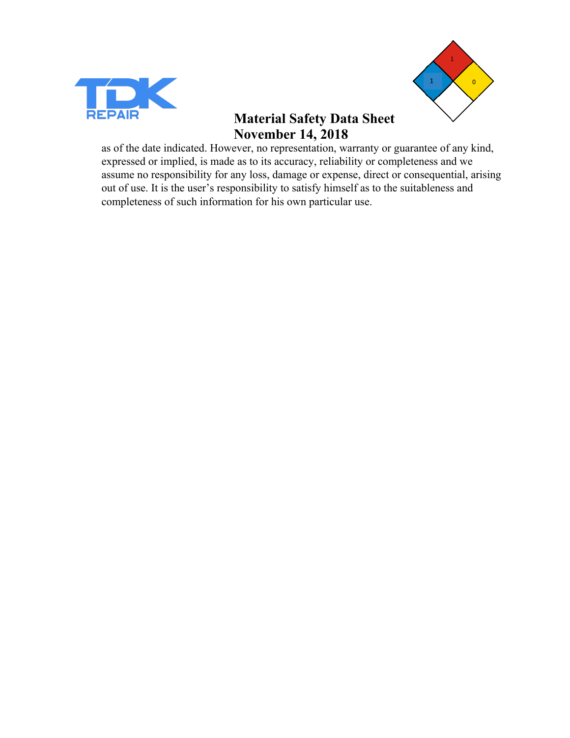as of the date indicated. However, no representation, warranty or guarantee of any kind, expressed or implied, is made as to its accuracy, reliability or completeness and we assume no responsibility for any loss, damage or expense, direct or consequential, arising out of use. It is the user's responsibility to satisfy himself as to the suitableness and completeness of such information for his own particular use.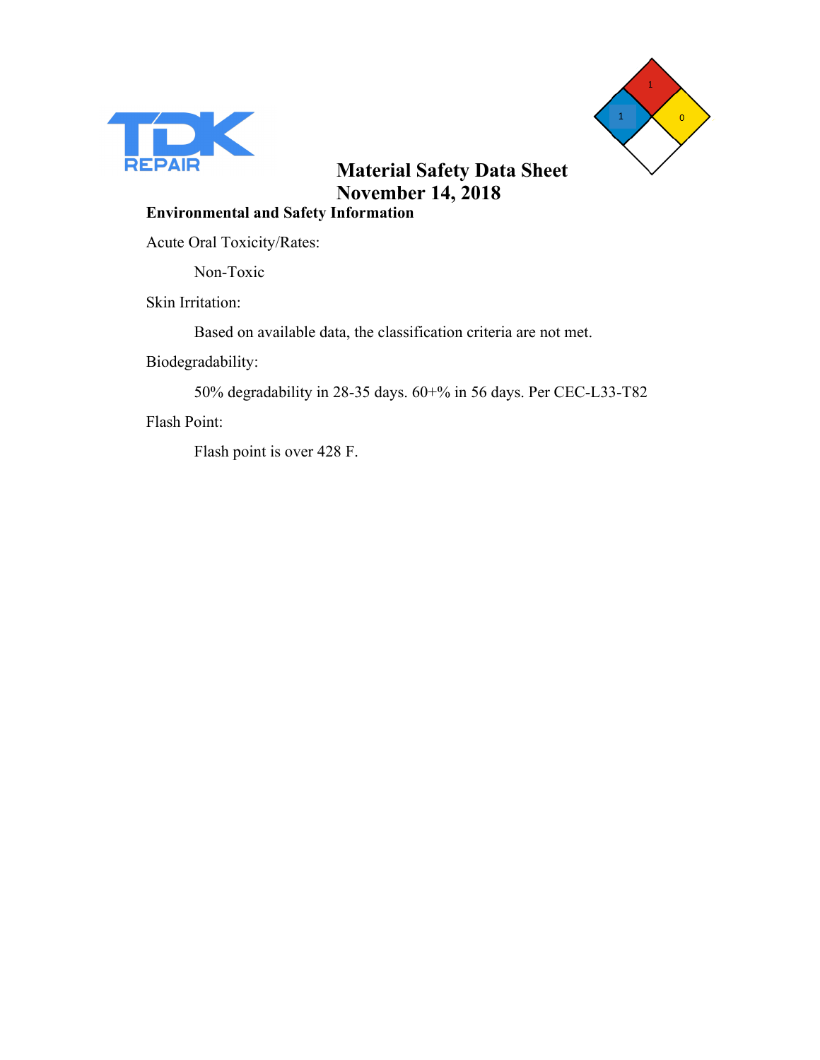TDK REPAIR

1
1 0

# Material Safety Data Sheet
# November 14, 2018

**Environmental and Safety Information**

Acute Oral Toxicity/Rates:

Non-Toxic

Skin Irritation:

Based on available data, the classification criteria are not met.

Biodegradability:

50% degradability in 28-35 days. 60+% in 56 days. Per CEC-L33-T82

Flash Point:

Flash point is over 428 F.